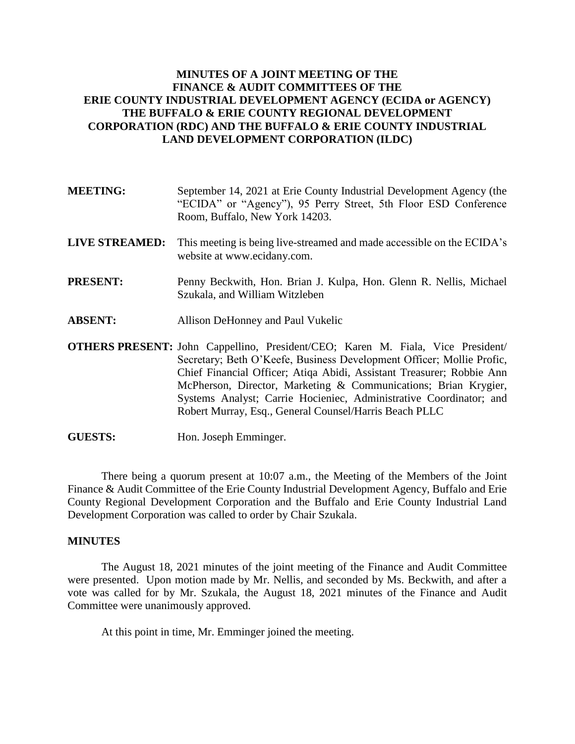# MINUTES OF A JOINT MEETING OF THE FINANCE & AUDIT COMMITTEES OF THE ERIE COUNTY INDUSTRIAL DEVELOPMENT AGENCY (ECIDA or AGENCY) THE BUFFALO & ERIE COUNTY REGIONAL DEVELOPMENT CORPORATION (RDC) AND THE BUFFALO & ERIE COUNTY INDUSTRIAL LAND DEVELOPMENT CORPORATION (ILDC)

**MEETING:** September 14, 2021 at Erie County Industrial Development Agency (the "ECIDA" or "Agency"), 95 Perry Street, 5th Floor ESD Conference Room, Buffalo, New York 14203.

**LIVE STREAMED:** This meeting is being live-streamed and made accessible on the ECIDA's website at www.ecidany.com.

**PRESENT:** Penny Beckwith, Hon. Brian J. Kulpa, Hon. Glenn R. Nellis, Michael Szukala, and William Witzleben

**ABSENT:** Allison DeHonney and Paul Vukelic

**OTHERS PRESENT:** John Cappellino, President/CEO; Karen M. Fiala, Vice President/ Secretary; Beth O'Keefe, Business Development Officer; Mollie Profic, Chief Financial Officer; Atiqa Abidi, Assistant Treasurer; Robbie Ann McPherson, Director, Marketing & Communications; Brian Krygier, Systems Analyst; Carrie Hocieniec, Administrative Coordinator; and Robert Murray, Esq., General Counsel/Harris Beach PLLC

**GUESTS:** Hon. Joseph Emminger.

There being a quorum present at 10:07 a.m., the Meeting of the Members of the Joint Finance & Audit Committee of the Erie County Industrial Development Agency, Buffalo and Erie County Regional Development Corporation and the Buffalo and Erie County Industrial Land Development Corporation was called to order by Chair Szukala.

## MINUTES

The August 18, 2021 minutes of the joint meeting of the Finance and Audit Committee were presented. Upon motion made by Mr. Nellis, and seconded by Ms. Beckwith, and after a vote was called for by Mr. Szukala, the August 18, 2021 minutes of the Finance and Audit Committee were unanimously approved.

At this point in time, Mr. Emminger joined the meeting.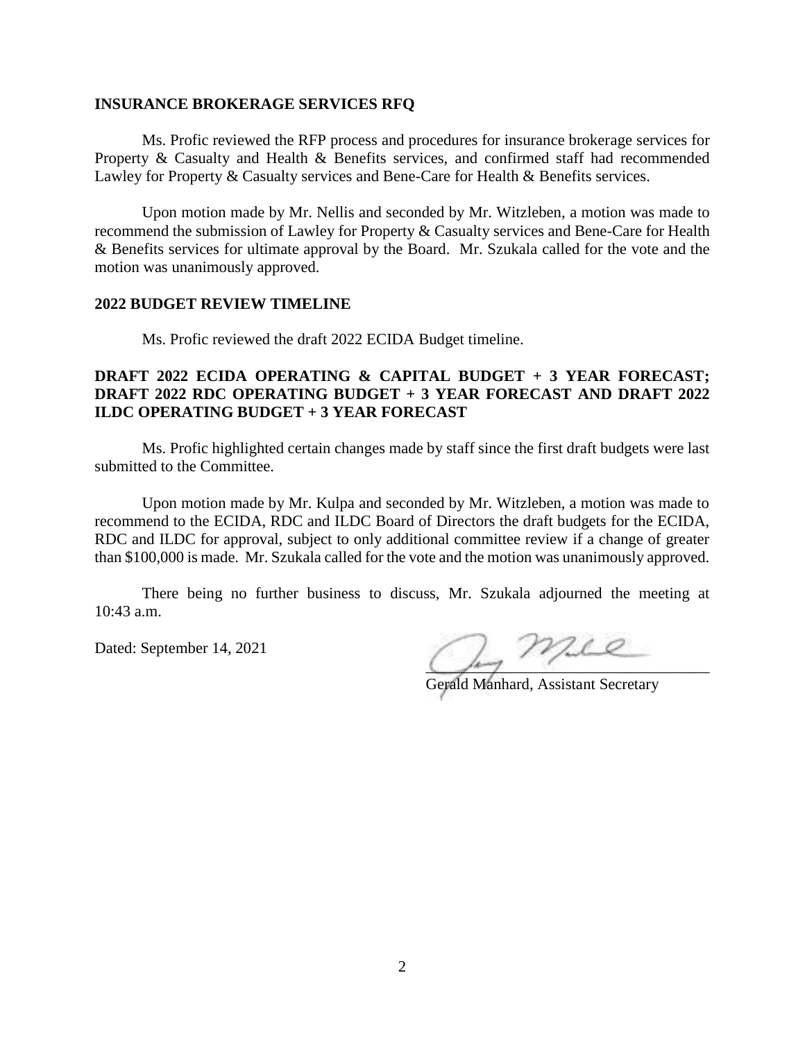## INSURANCE BROKERAGE SERVICES RFQ

Ms. Profic reviewed the RFP process and procedures for insurance brokerage services for Property & Casualty and Health & Benefits services, and confirmed staff had recommended Lawley for Property & Casualty services and Bene-Care for Health & Benefits services.

Upon motion made by Mr. Nellis and seconded by Mr. Witzleben, a motion was made to recommend the submission of Lawley for Property & Casualty services and Bene-Care for Health & Benefits services for ultimate approval by the Board. Mr. Szukala called for the vote and the motion was unanimously approved.

## 2022 BUDGET REVIEW TIMELINE

Ms. Profic reviewed the draft 2022 ECIDA Budget timeline.

## DRAFT 2022 ECIDA OPERATING & CAPITAL BUDGET + 3 YEAR FORECAST; DRAFT 2022 RDC OPERATING BUDGET + 3 YEAR FORECAST AND DRAFT 2022 ILDC OPERATING BUDGET + 3 YEAR FORECAST

Ms. Profic highlighted certain changes made by staff since the first draft budgets were last submitted to the Committee.

Upon motion made by Mr. Kulpa and seconded by Mr. Witzleben, a motion was made to recommend to the ECIDA, RDC and ILDC Board of Directors the draft budgets for the ECIDA, RDC and ILDC for approval, subject to only additional committee review if a change of greater than $100,000 is made. Mr. Szukala called for the vote and the motion was unanimously approved.

There being no further business to discuss, Mr. Szukala adjourned the meeting at 10:43 a.m.

Dated: September 14, 2021

Gerald Manhard, Assistant Secretary